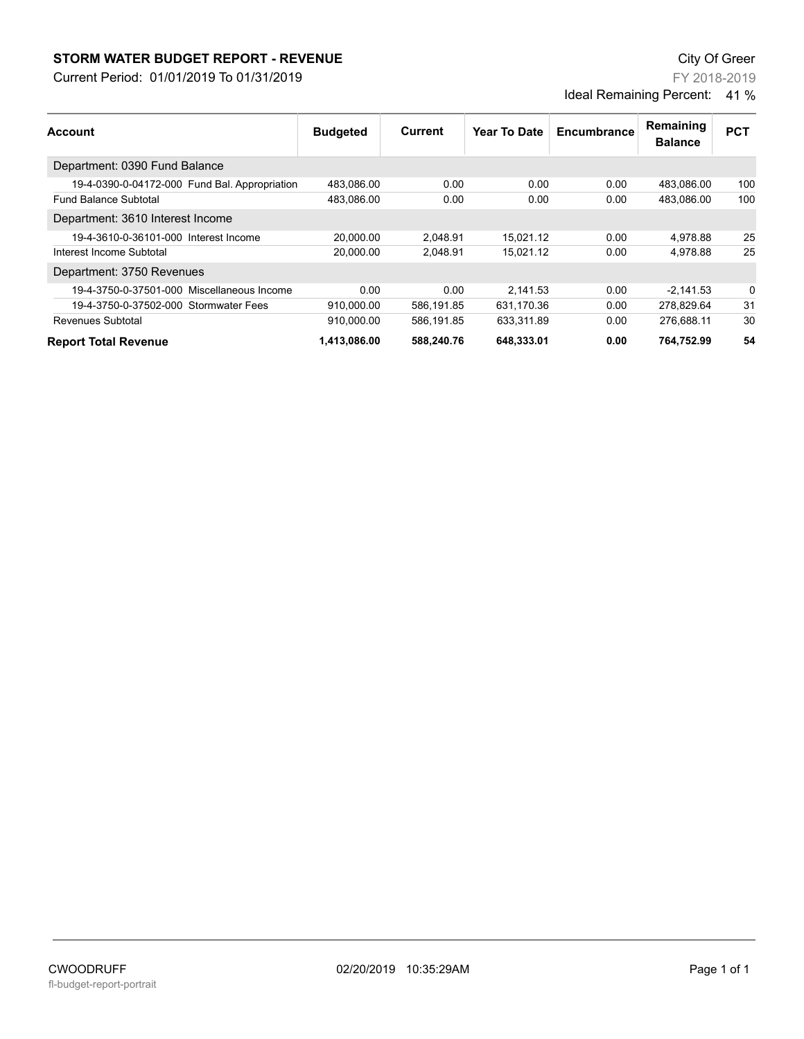# STORM WATER BUDGET REPORT - REVENUE

City Of Greer

Current Period: 01/01/2019 To 01/31/2019

FY 2018-2019

Ideal Remaining Percent: 41 %

| Account | Budgeted | Current | Year To Date | Encumbrance | Remaining Balance | PCT |
|---|---|---|---|---|---|---|
| Department: 0390 Fund Balance | | | | | | |
| 19-4-0390-0-04172-000 Fund Bal. Appropriation | 483,086.00 | 0.00 | 0.00 | 0.00 | 483,086.00 | 100 |
| Fund Balance Subtotal | 483,086.00 | 0.00 | 0.00 | 0.00 | 483,086.00 | 100 |
| Department: 3610 Interest Income | | | | | | |
| 19-4-3610-0-36101-000 Interest Income | 20,000.00 | 2,048.91 | 15,021.12 | 0.00 | 4,978.88 | 25 |
| Interest Income Subtotal | 20,000.00 | 2,048.91 | 15,021.12 | 0.00 | 4,978.88 | 25 |
| Department: 3750 Revenues | | | | | | |
| 19-4-3750-0-37501-000 Miscellaneous Income | 0.00 | 0.00 | 2,141.53 | 0.00 | -2,141.53 | 0 |
| 19-4-3750-0-37502-000 Stormwater Fees | 910,000.00 | 586,191.85 | 631,170.36 | 0.00 | 278,829.64 | 31 |
| Revenues Subtotal | 910,000.00 | 586,191.85 | 633,311.89 | 0.00 | 276,688.11 | 30 |
| **Report Total Revenue** | **1,413,086.00** | **588,240.76** | **648,333.01** | **0.00** | **764,752.99** | **54** |

CWOODRUFF 02/20/2019 10:35:29AM

fl-budget-report-portrait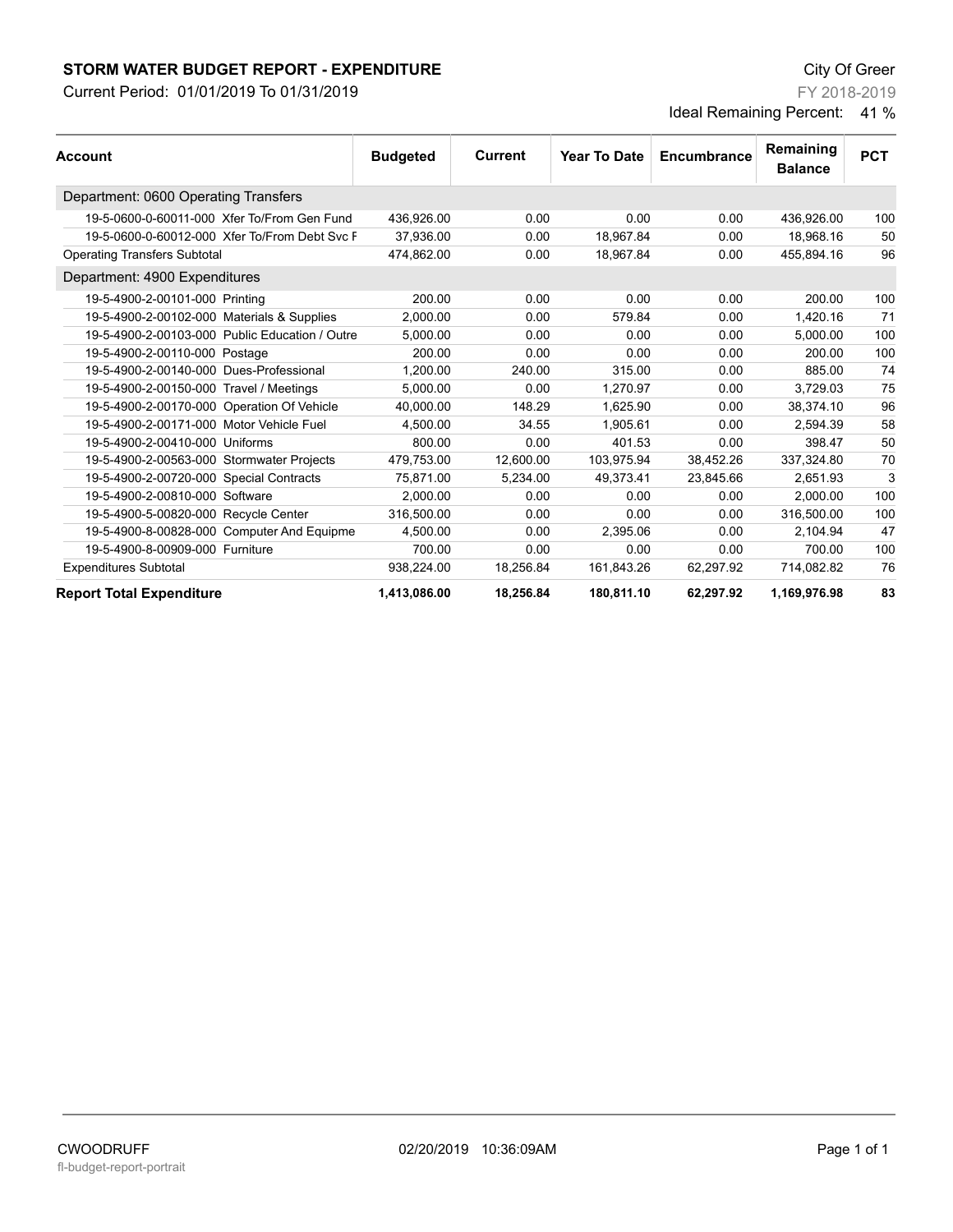# STORM WATER BUDGET REPORT - EXPENDITURE

Current Period: 01/01/2019 To 01/31/2019

City Of Greer

FY 2018-2019

Ideal Remaining Percent: 41 %

| Account | Budgeted | Current | Year To Date | Encumbrance | Remaining Balance | PCT |
|---|---|---|---|---|---|---|
| Department: 0600 Operating Transfers | | | | | | |
| 19-5-0600-0-60011-000 Xfer To/From Gen Fund | 436,926.00 | 0.00 | 0.00 | 0.00 | 436,926.00 | 100 |
| 19-5-0600-0-60012-000 Xfer To/From Debt Svc F | 37,936.00 | 0.00 | 18,967.84 | 0.00 | 18,968.16 | 50 |
| Operating Transfers Subtotal | 474,862.00 | 0.00 | 18,967.84 | 0.00 | 455,894.16 | 96 |
| Department: 4900 Expenditures | | | | | | |
| 19-5-4900-2-00101-000 Printing | 200.00 | 0.00 | 0.00 | 0.00 | 200.00 | 100 |
| 19-5-4900-2-00102-000 Materials & Supplies | 2,000.00 | 0.00 | 579.84 | 0.00 | 1,420.16 | 71 |
| 19-5-4900-2-00103-000 Public Education / Outre | 5,000.00 | 0.00 | 0.00 | 0.00 | 5,000.00 | 100 |
| 19-5-4900-2-00110-000 Postage | 200.00 | 0.00 | 0.00 | 0.00 | 200.00 | 100 |
| 19-5-4900-2-00140-000 Dues-Professional | 1,200.00 | 240.00 | 315.00 | 0.00 | 885.00 | 74 |
| 19-5-4900-2-00150-000 Travel / Meetings | 5,000.00 | 0.00 | 1,270.97 | 0.00 | 3,729.03 | 75 |
| 19-5-4900-2-00170-000 Operation Of Vehicle | 40,000.00 | 148.29 | 1,625.90 | 0.00 | 38,374.10 | 96 |
| 19-5-4900-2-00171-000 Motor Vehicle Fuel | 4,500.00 | 34.55 | 1,905.61 | 0.00 | 2,594.39 | 58 |
| 19-5-4900-2-00410-000 Uniforms | 800.00 | 0.00 | 401.53 | 0.00 | 398.47 | 50 |
| 19-5-4900-2-00563-000 Stormwater Projects | 479,753.00 | 12,600.00 | 103,975.94 | 38,452.26 | 337,324.80 | 70 |
| 19-5-4900-2-00720-000 Special Contracts | 75,871.00 | 5,234.00 | 49,373.41 | 23,845.66 | 2,651.93 | 3 |
| 19-5-4900-2-00810-000 Software | 2,000.00 | 0.00 | 0.00 | 0.00 | 2,000.00 | 100 |
| 19-5-4900-5-00820-000 Recycle Center | 316,500.00 | 0.00 | 0.00 | 0.00 | 316,500.00 | 100 |
| 19-5-4900-8-00828-000 Computer And Equipme | 4,500.00 | 0.00 | 2,395.06 | 0.00 | 2,104.94 | 47 |
| 19-5-4900-8-00909-000 Furniture | 700.00 | 0.00 | 0.00 | 0.00 | 700.00 | 100 |
| Expenditures Subtotal | 938,224.00 | 18,256.84 | 161,843.26 | 62,297.92 | 714,082.82 | 76 |
| **Report Total Expenditure** | **1,413,086.00** | **18,256.84** | **180,811.10** | **62,297.92** | **1,169,976.98** | **83** |

CWOODRUFF 02/20/2019 10:36:09AM

fl-budget-report-portrait